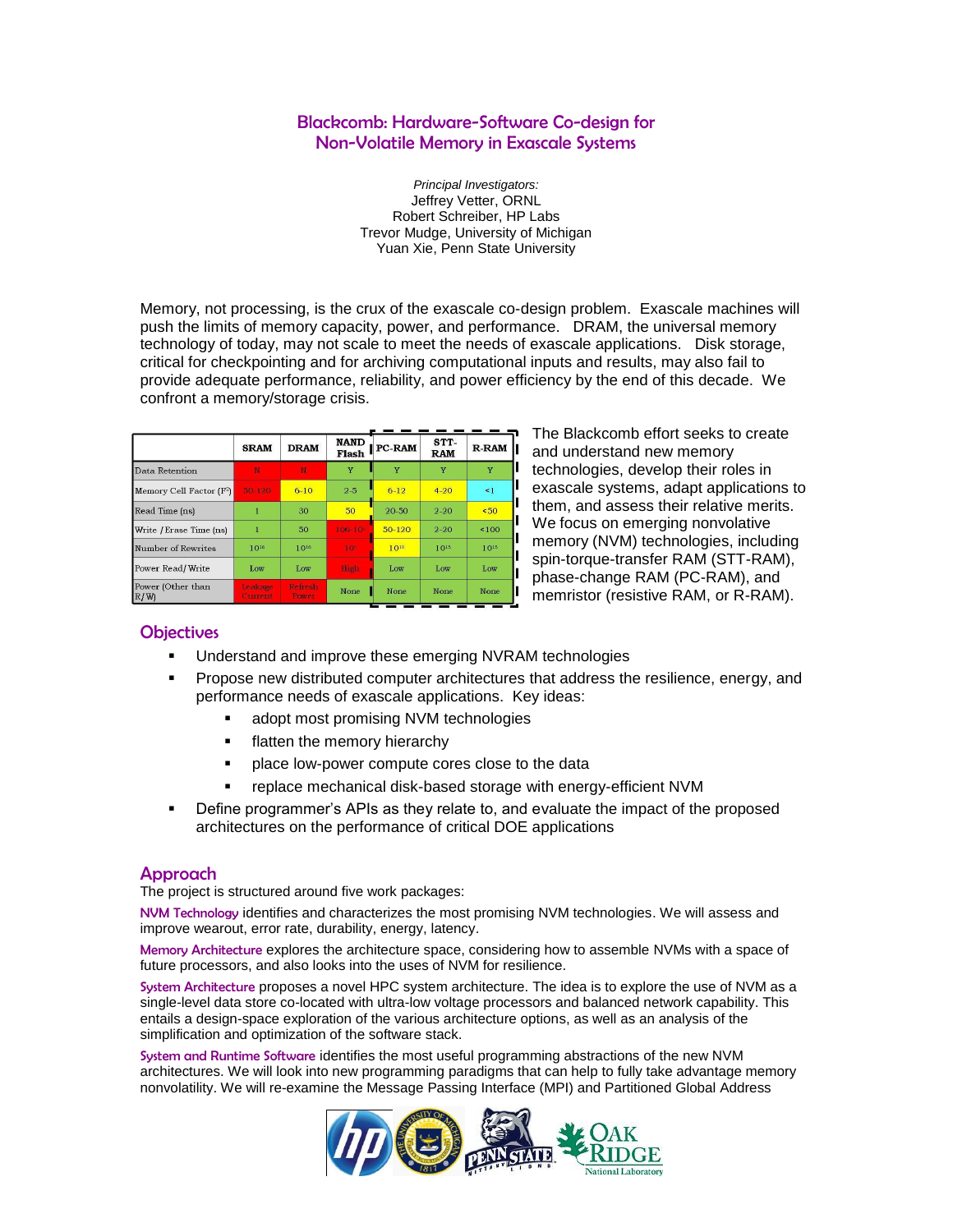# Blackcomb: Hardware-Software Co-design for Non-Volatile Memory in Exascale Systems

*Principal Investigators:*
Jeffrey Vetter, ORNL
Robert Schreiber, HP Labs
Trevor Mudge, University of Michigan
Yuan Xie, Penn State University

Memory, not processing, is the crux of the exascale co-design problem. Exascale machines will push the limits of memory capacity, power, and performance. DRAM, the universal memory technology of today, may not scale to meet the needs of exascale applications. Disk storage, critical for checkpointing and for archiving computational inputs and results, may also fail to provide adequate performance, reliability, and power efficiency by the end of this decade. We confront a memory/storage crisis.

| | SRAM | DRAM | NAND Flash | PC-RAM | STT-RAM | R-RAM |
|---|---|---|---|---|---|---|
| Data Retention | N | N | Y | Y | Y | Y |
| Memory Cell Factor ($F^2$) | 50-120 | 6-10 | 2-5 | 6-12 | 4-20 | <1 |
| Read Time (ns) | 1 | 30 | 50 | 20-50 | 2-20 | <50 |
| Write / Erase Time (ns) | 1 | 50 | $10^6$-$10^5$ | 50-120 | 2-20 | <100 |
| Number of Rewrites | $10^{16}$ | $10^{16}$ | $10^5$ | $10^{10}$ | $10^{15}$ | $10^{15}$ |
| Power Read/Write | Low | Low | High | Low | Low | Low |
| Power (Other than R/W) | Leakage Current | Refresh Power | None | None | None | None |

The Blackcomb effort seeks to create and understand new memory technologies, develop their roles in exascale systems, adapt applications to them, and assess their relative merits. We focus on emerging nonvolative memory (NVM) technologies, including spin-torque-transfer RAM (STT-RAM), phase-change RAM (PC-RAM), and memristor (resistive RAM, or R-RAM).

## Objectives

- Understand and improve these emerging NVRAM technologies
- Propose new distributed computer architectures that address the resilience, energy, and performance needs of exascale applications. Key ideas:
  - adopt most promising NVM technologies
  - flatten the memory hierarchy
  - place low-power compute cores close to the data
  - replace mechanical disk-based storage with energy-efficient NVM
- Define programmer's APIs as they relate to, and evaluate the impact of the proposed architectures on the performance of critical DOE applications

## Approach

The project is structured around five work packages:

**NVM Technology** identifies and characterizes the most promising NVM technologies. We will assess and improve wearout, error rate, durability, energy, latency.

**Memory Architecture** explores the architecture space, considering how to assemble NVMs with a space of future processors, and also looks into the uses of NVM for resilience.

**System Architecture** proposes a novel HPC system architecture. The idea is to explore the use of NVM as a single-level data store co-located with ultra-low voltage processors and balanced network capability. This entails a design-space exploration of the various architecture options, as well as an analysis of the simplification and optimization of the software stack.

**System and Runtime Software** identifies the most useful programming abstractions of the new NVM architectures. We will look into new programming paradigms that can help to fully take advantage memory nonvolatility. We will re-examine the Message Passing Interface (MPI) and Partitioned Global Address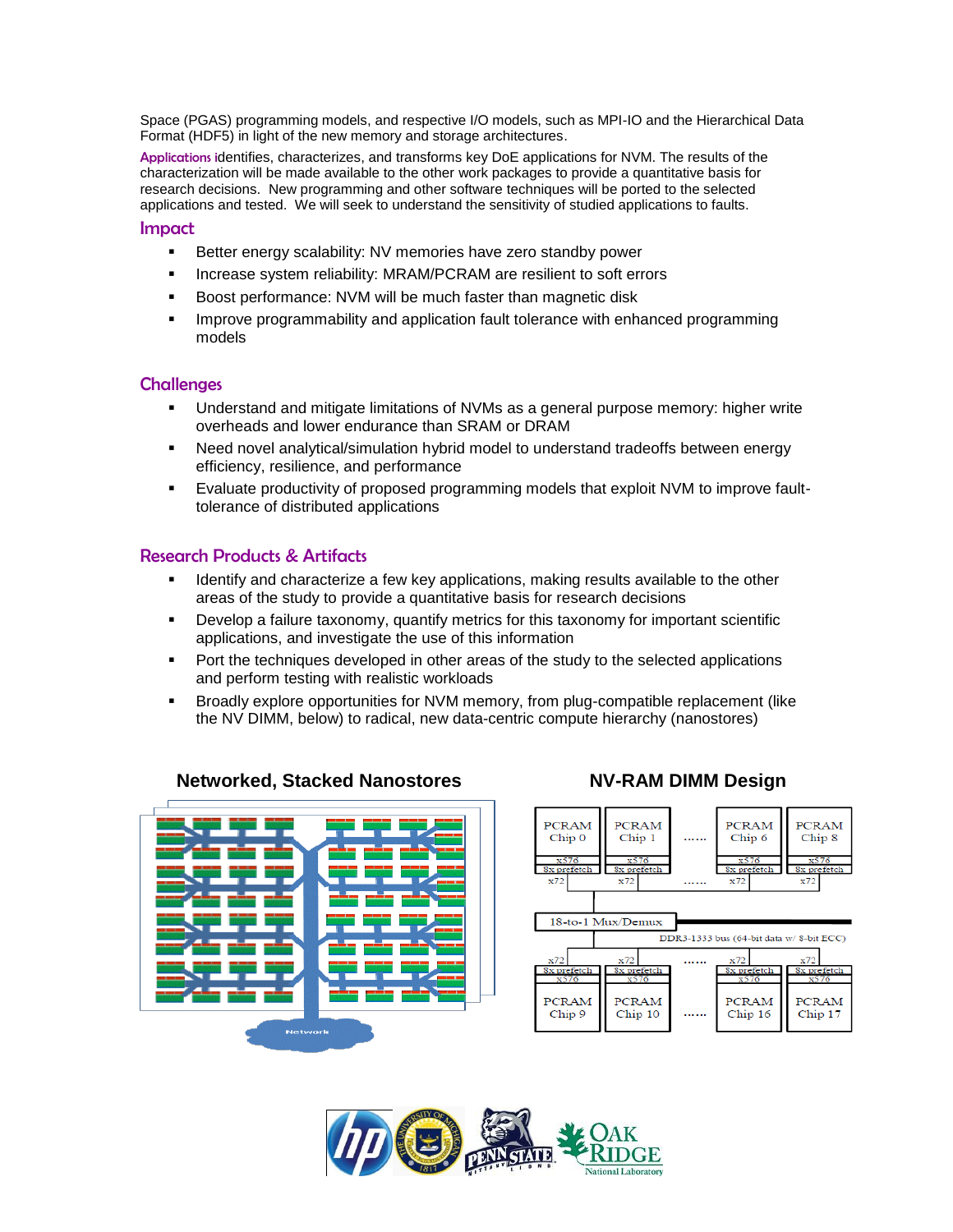Space (PGAS) programming models, and respective I/O models, such as MPI-IO and the Hierarchical Data Format (HDF5) in light of the new memory and storage architectures.

**Applications** identifies, characterizes, and transforms key DoE applications for NVM. The results of the characterization will be made available to the other work packages to provide a quantitative basis for research decisions. New programming and other software techniques will be ported to the selected applications and tested. We will seek to understand the sensitivity of studied applications to faults.

## Impact

- Better energy scalability: NV memories have zero standby power
- Increase system reliability: MRAM/PCRAM are resilient to soft errors
- Boost performance: NVM will be much faster than magnetic disk
- Improve programmability and application fault tolerance with enhanced programming models

## Challenges

- Understand and mitigate limitations of NVMs as a general purpose memory: higher write overheads and lower endurance than SRAM or DRAM
- Need novel analytical/simulation hybrid model to understand tradeoffs between energy efficiency, resilience, and performance
- Evaluate productivity of proposed programming models that exploit NVM to improve fault-tolerance of distributed applications

## Research Products & Artifacts

- Identify and characterize a few key applications, making results available to the other areas of the study to provide a quantitative basis for research decisions
- Develop a failure taxonomy, quantify metrics for this taxonomy for important scientific applications, and investigate the use of this information
- Port the techniques developed in other areas of the study to the selected applications and perform testing with realistic workloads
- Broadly explore opportunities for NVM memory, from plug-compatible replacement (like the NV DIMM, below) to radical, new data-centric compute hierarchy (nanostores)

**Networked, Stacked Nanostores**

Network

**NV-RAM DIMM Design**

PCRAM Chip 0
PCRAM Chip 1
PCRAM Chip 6
PCRAM Chip 8
x576
8x prefetch
x72
18-to-1 Mux/Demux
DDR3-1333 bus (64-bit data w/ 8-bit ECC)
PCRAM Chip 9
PCRAM Chip 10
PCRAM Chip 16
PCRAM Chip 17